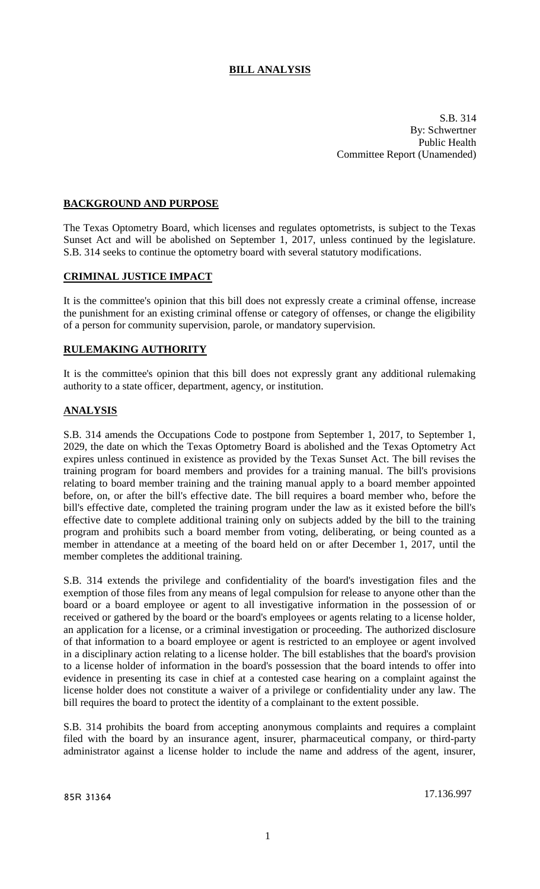# BILL ANALYSIS

S.B. 314
By: Schwertner
Public Health
Committee Report (Unamended)

## BACKGROUND AND PURPOSE

The Texas Optometry Board, which licenses and regulates optometrists, is subject to the Texas Sunset Act and will be abolished on September 1, 2017, unless continued by the legislature. S.B. 314 seeks to continue the optometry board with several statutory modifications.

## CRIMINAL JUSTICE IMPACT

It is the committee's opinion that this bill does not expressly create a criminal offense, increase the punishment for an existing criminal offense or category of offenses, or change the eligibility of a person for community supervision, parole, or mandatory supervision.

## RULEMAKING AUTHORITY

It is the committee's opinion that this bill does not expressly grant any additional rulemaking authority to a state officer, department, agency, or institution.

## ANALYSIS

S.B. 314 amends the Occupations Code to postpone from September 1, 2017, to September 1, 2029, the date on which the Texas Optometry Board is abolished and the Texas Optometry Act expires unless continued in existence as provided by the Texas Sunset Act. The bill revises the training program for board members and provides for a training manual. The bill's provisions relating to board member training and the training manual apply to a board member appointed before, on, or after the bill's effective date. The bill requires a board member who, before the bill's effective date, completed the training program under the law as it existed before the bill's effective date to complete additional training only on subjects added by the bill to the training program and prohibits such a board member from voting, deliberating, or being counted as a member in attendance at a meeting of the board held on or after December 1, 2017, until the member completes the additional training.

S.B. 314 extends the privilege and confidentiality of the board's investigation files and the exemption of those files from any means of legal compulsion for release to anyone other than the board or a board employee or agent to all investigative information in the possession of or received or gathered by the board or the board's employees or agents relating to a license holder, an application for a license, or a criminal investigation or proceeding. The authorized disclosure of that information to a board employee or agent is restricted to an employee or agent involved in a disciplinary action relating to a license holder. The bill establishes that the board's provision to a license holder of information in the board's possession that the board intends to offer into evidence in presenting its case in chief at a contested case hearing on a complaint against the license holder does not constitute a waiver of a privilege or confidentiality under any law. The bill requires the board to protect the identity of a complainant to the extent possible.

S.B. 314 prohibits the board from accepting anonymous complaints and requires a complaint filed with the board by an insurance agent, insurer, pharmaceutical company, or third-party administrator against a license holder to include the name and address of the agent, insurer,

85R 31364 17.136.997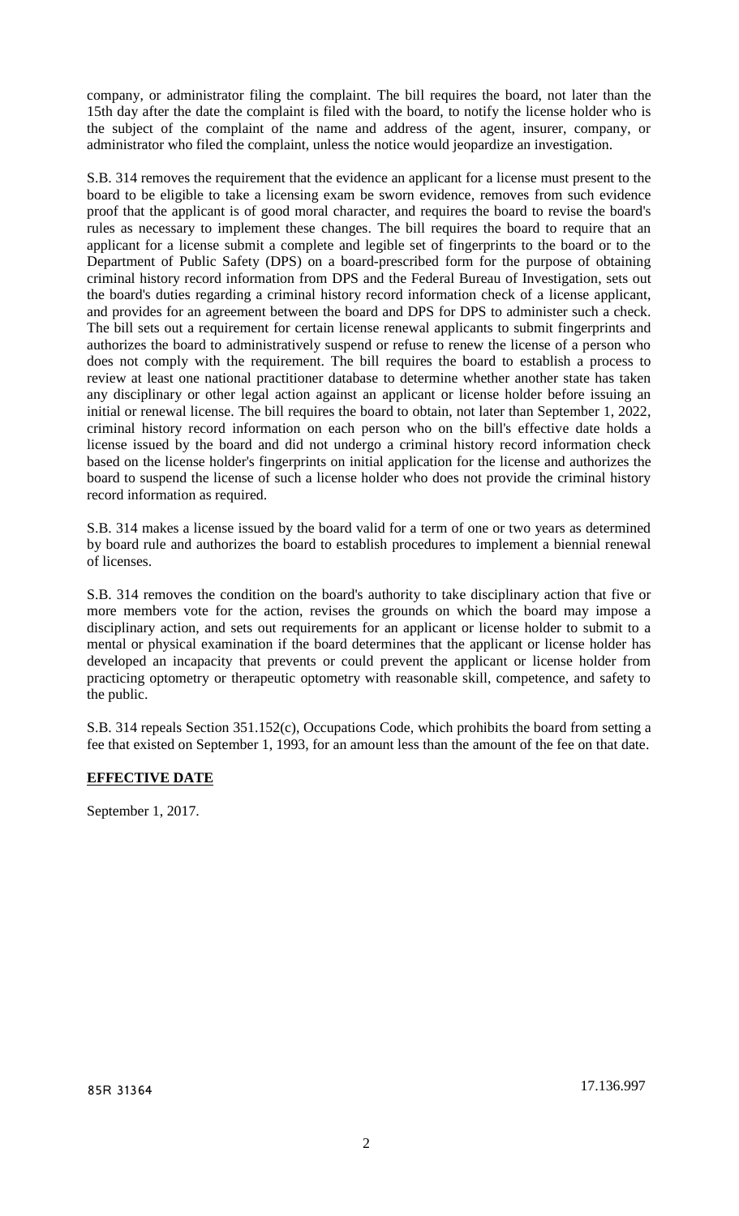company, or administrator filing the complaint. The bill requires the board, not later than the 15th day after the date the complaint is filed with the board, to notify the license holder who is the subject of the complaint of the name and address of the agent, insurer, company, or administrator who filed the complaint, unless the notice would jeopardize an investigation.

S.B. 314 removes the requirement that the evidence an applicant for a license must present to the board to be eligible to take a licensing exam be sworn evidence, removes from such evidence proof that the applicant is of good moral character, and requires the board to revise the board's rules as necessary to implement these changes. The bill requires the board to require that an applicant for a license submit a complete and legible set of fingerprints to the board or to the Department of Public Safety (DPS) on a board-prescribed form for the purpose of obtaining criminal history record information from DPS and the Federal Bureau of Investigation, sets out the board's duties regarding a criminal history record information check of a license applicant, and provides for an agreement between the board and DPS for DPS to administer such a check. The bill sets out a requirement for certain license renewal applicants to submit fingerprints and authorizes the board to administratively suspend or refuse to renew the license of a person who does not comply with the requirement. The bill requires the board to establish a process to review at least one national practitioner database to determine whether another state has taken any disciplinary or other legal action against an applicant or license holder before issuing an initial or renewal license. The bill requires the board to obtain, not later than September 1, 2022, criminal history record information on each person who on the bill's effective date holds a license issued by the board and did not undergo a criminal history record information check based on the license holder's fingerprints on initial application for the license and authorizes the board to suspend the license of such a license holder who does not provide the criminal history record information as required.

S.B. 314 makes a license issued by the board valid for a term of one or two years as determined by board rule and authorizes the board to establish procedures to implement a biennial renewal of licenses.

S.B. 314 removes the condition on the board's authority to take disciplinary action that five or more members vote for the action, revises the grounds on which the board may impose a disciplinary action, and sets out requirements for an applicant or license holder to submit to a mental or physical examination if the board determines that the applicant or license holder has developed an incapacity that prevents or could prevent the applicant or license holder from practicing optometry or therapeutic optometry with reasonable skill, competence, and safety to the public.

S.B. 314 repeals Section 351.152(c), Occupations Code, which prohibits the board from setting a fee that existed on September 1, 1993, for an amount less than the amount of the fee on that date.

**EFFECTIVE DATE**

September 1, 2017.

85R 31364 17.136.997